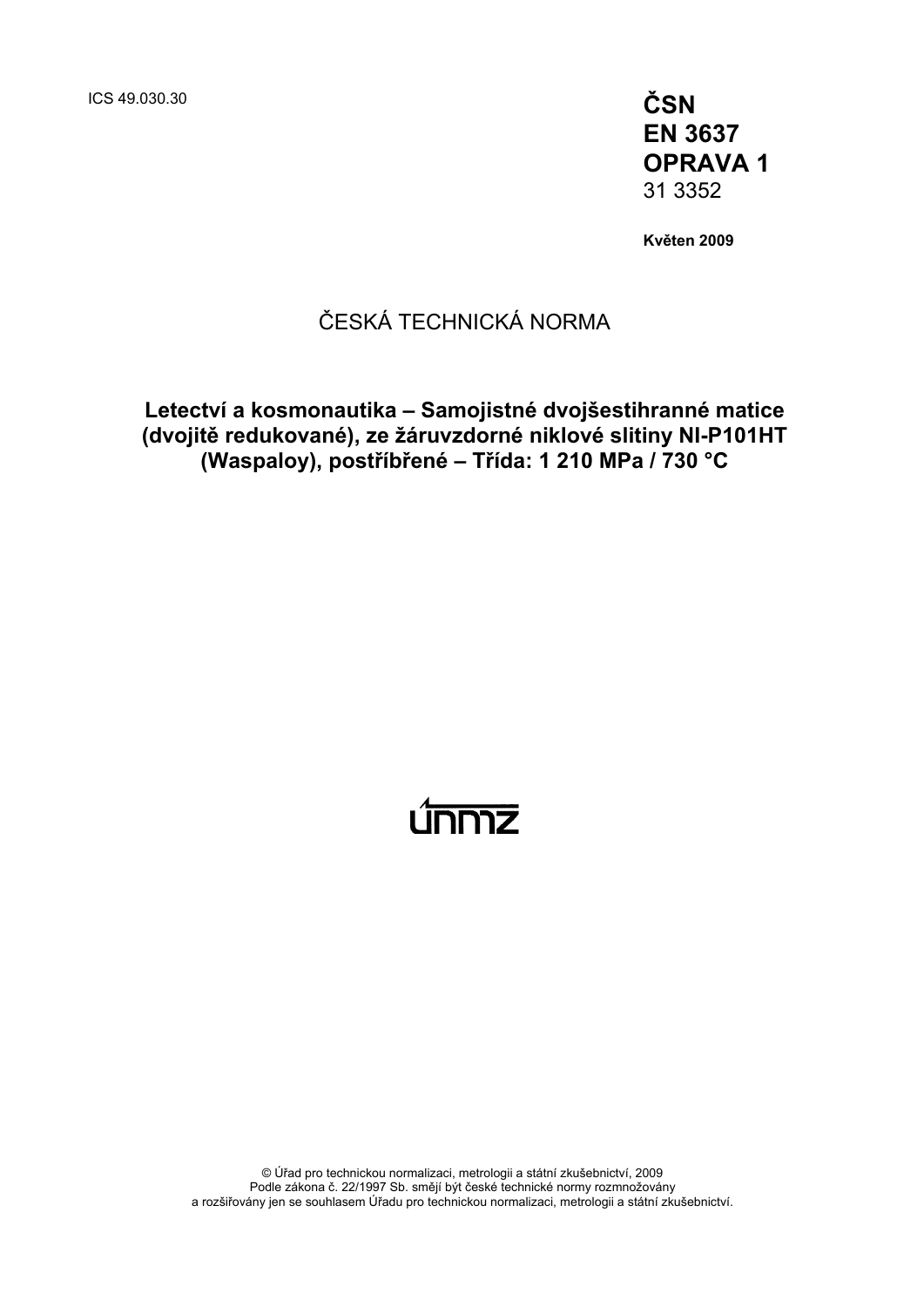ICS 49.030.30

**ČSN**
**EN 3637**
**OPRAVA 1**
31 3352

**Květen 2009**

ČESKÁ TECHNICKÁ NORMA

**Letectví a kosmonautika – Samojistné dvojšestihranné matice (dvojitě redukované), ze žáruvzdorné niklové slitiny NI-P101HT (Waspaloy), postříbřené – Třída: 1 210 MPa / 730 °C**

únmz

© Úřad pro technickou normalizaci, metrologii a státní zkušebnictví, 2009
Podle zákona č. 22/1997 Sb. smějí být české technické normy rozmnožovány
a rozšiřovány jen se souhlasem Úřadu pro technickou normalizaci, metrologii a státní zkušebnictví.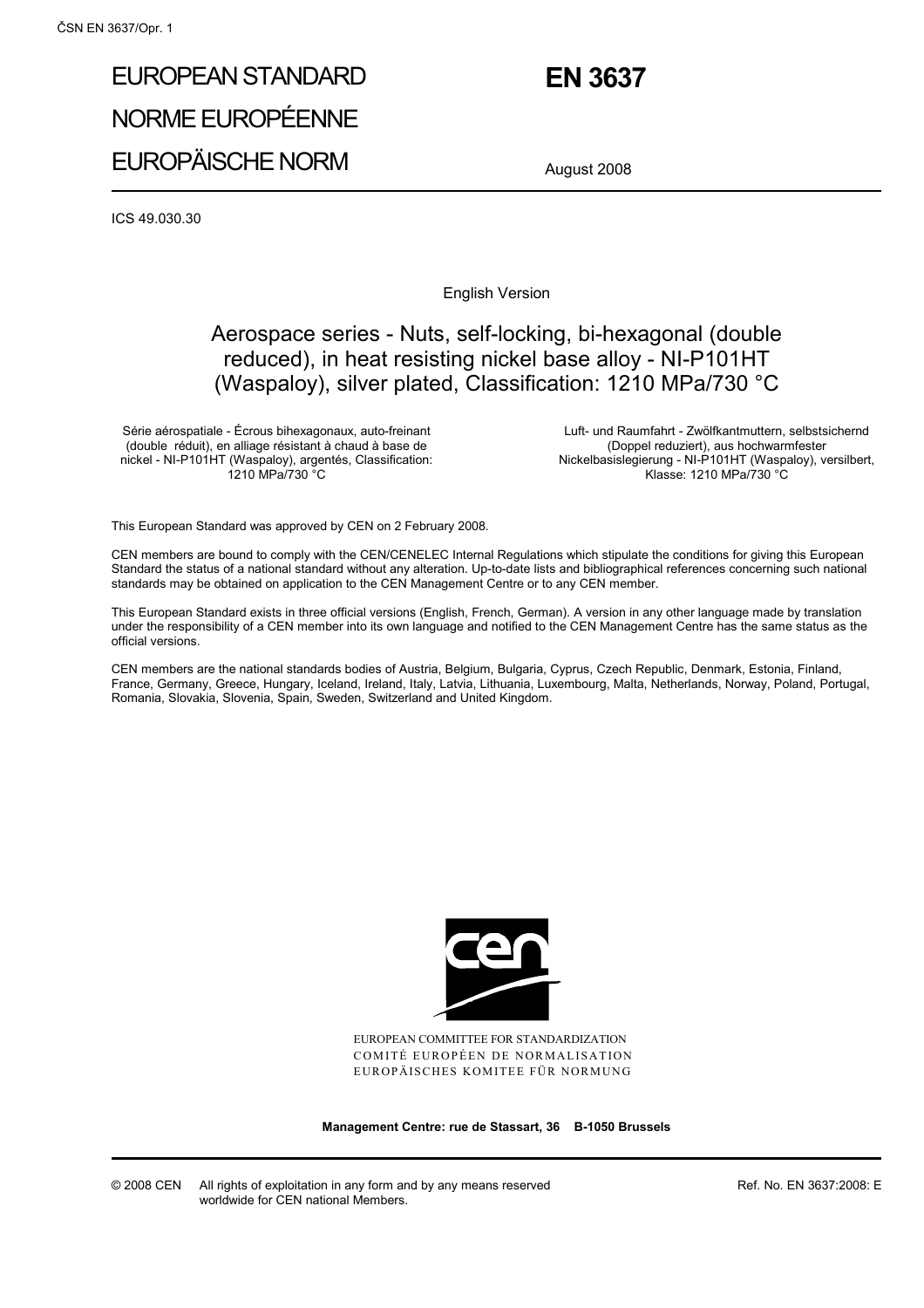# EUROPEAN STANDARD

# NORME EUROPÉENNE

# EUROPÄISCHE NORM

# EN 3637

August 2008

ICS 49.030.30

English Version

## Aerospace series - Nuts, self-locking, bi-hexagonal (double reduced), in heat resisting nickel base alloy - NI-P101HT (Waspaloy), silver plated, Classification: 1210 MPa/730 °C

Série aérospatiale - Écrous bihexagonaux, auto-freinant (double réduit), en alliage résistant à chaud à base de nickel - NI-P101HT (Waspaloy), argentés, Classification: 1210 MPa/730 °C

Luft- und Raumfahrt - Zwölfkantmuttern, selbstsichernd (Doppel reduziert), aus hochwarmfester Nickelbasislegierung - NI-P101HT (Waspaloy), versilbert, Klasse: 1210 MPa/730 °C

This European Standard was approved by CEN on 2 February 2008.

CEN members are bound to comply with the CEN/CENELEC Internal Regulations which stipulate the conditions for giving this European Standard the status of a national standard without any alteration. Up-to-date lists and bibliographical references concerning such national standards may be obtained on application to the CEN Management Centre or to any CEN member.

This European Standard exists in three official versions (English, French, German). A version in any other language made by translation under the responsibility of a CEN member into its own language and notified to the CEN Management Centre has the same status as the official versions.

CEN members are the national standards bodies of Austria, Belgium, Bulgaria, Cyprus, Czech Republic, Denmark, Estonia, Finland, France, Germany, Greece, Hungary, Iceland, Ireland, Italy, Latvia, Lithuania, Luxembourg, Malta, Netherlands, Norway, Poland, Portugal, Romania, Slovakia, Slovenia, Spain, Sweden, Switzerland and United Kingdom.

EUROPEAN COMMITTEE FOR STANDARDIZATION
COMITÉ EUROPÉEN DE NORMALISATION
EUROPÄISCHES KOMITEE FÜR NORMUNG

**Management Centre: rue de Stassart, 36 B-1050 Brussels**

© 2008 CEN All rights of exploitation in any form and by any means reserved worldwide for CEN national Members.

Ref. No. EN 3637:2008: E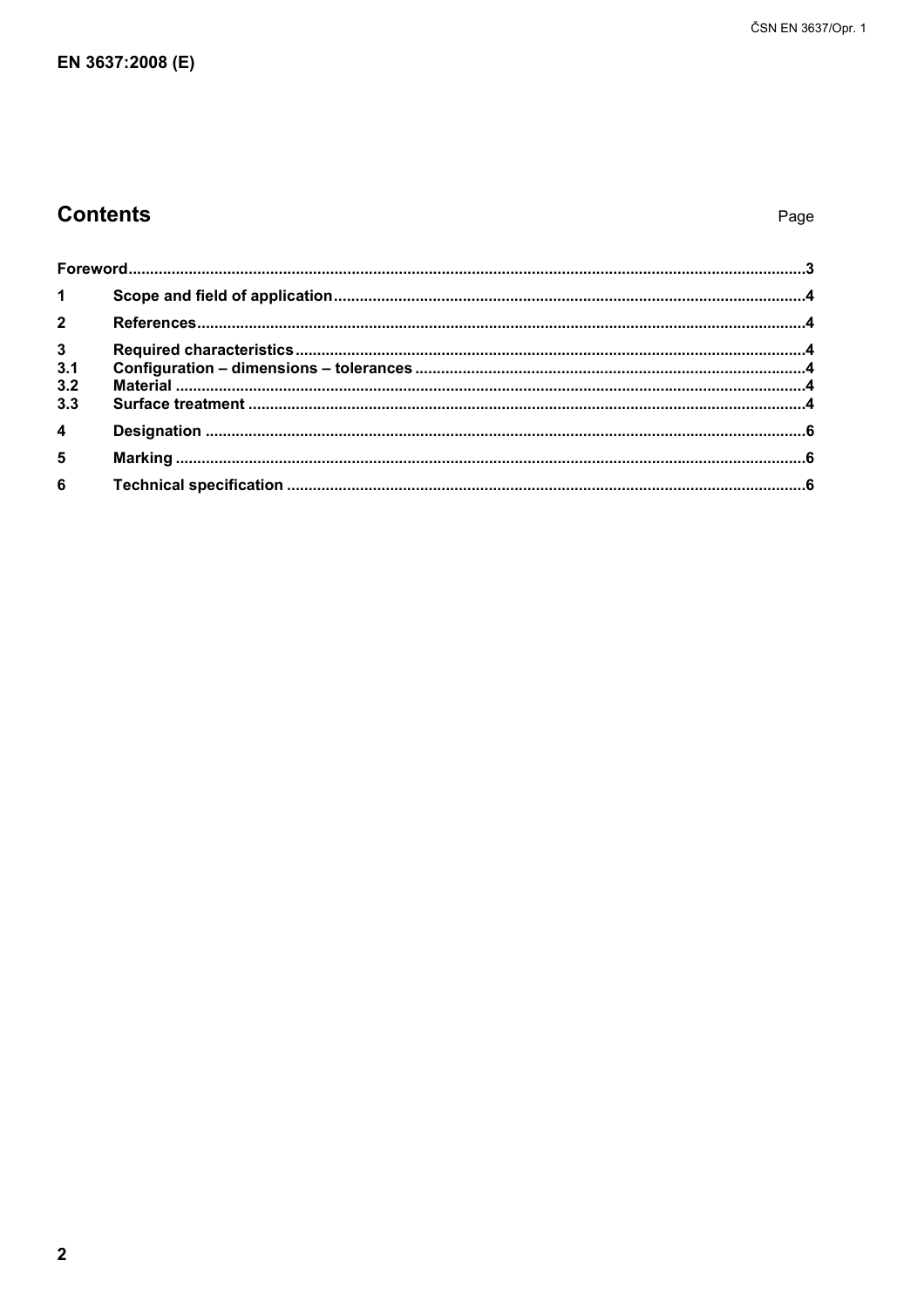## Contents

| | | Page |
|---|---|---|
| **Foreword** | | **3** |
| **1** | **Scope and field of application** | **4** |
| **2** | **References** | **4** |
| **3** | **Required characteristics** | **4** |
| **3.1** | **Configuration – dimensions – tolerances** | **4** |
| **3.2** | **Material** | **4** |
| **3.3** | **Surface treatment** | **4** |
| **4** | **Designation** | **6** |
| **5** | **Marking** | **6** |
| **6** | **Technical specification** | **6** |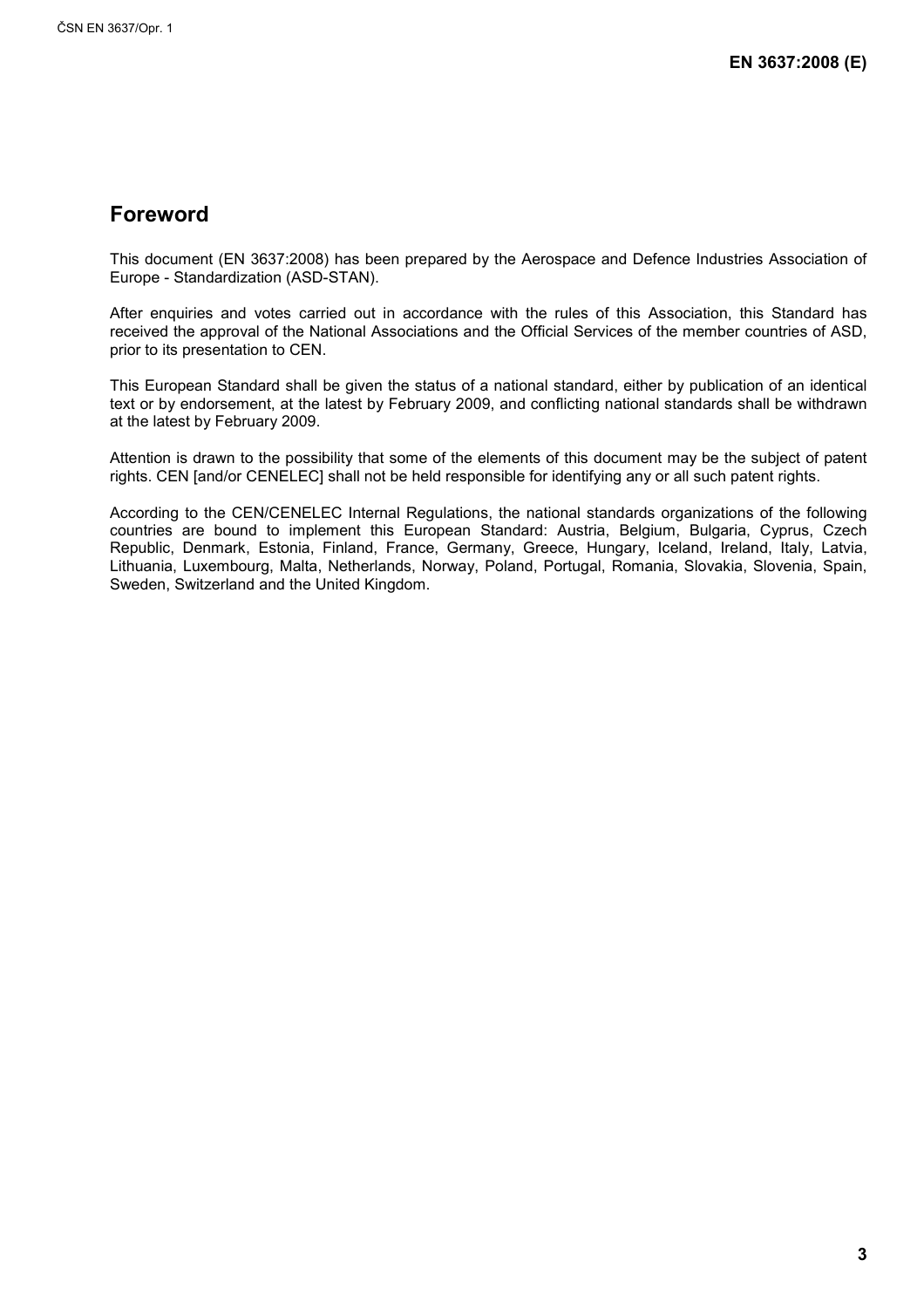## Foreword

This document (EN 3637:2008) has been prepared by the Aerospace and Defence Industries Association of Europe - Standardization (ASD-STAN).

After enquiries and votes carried out in accordance with the rules of this Association, this Standard has received the approval of the National Associations and the Official Services of the member countries of ASD, prior to its presentation to CEN.

This European Standard shall be given the status of a national standard, either by publication of an identical text or by endorsement, at the latest by February 2009, and conflicting national standards shall be withdrawn at the latest by February 2009.

Attention is drawn to the possibility that some of the elements of this document may be the subject of patent rights. CEN [and/or CENELEC] shall not be held responsible for identifying any or all such patent rights.

According to the CEN/CENELEC Internal Regulations, the national standards organizations of the following countries are bound to implement this European Standard: Austria, Belgium, Bulgaria, Cyprus, Czech Republic, Denmark, Estonia, Finland, France, Germany, Greece, Hungary, Iceland, Ireland, Italy, Latvia, Lithuania, Luxembourg, Malta, Netherlands, Norway, Poland, Portugal, Romania, Slovakia, Slovenia, Spain, Sweden, Switzerland and the United Kingdom.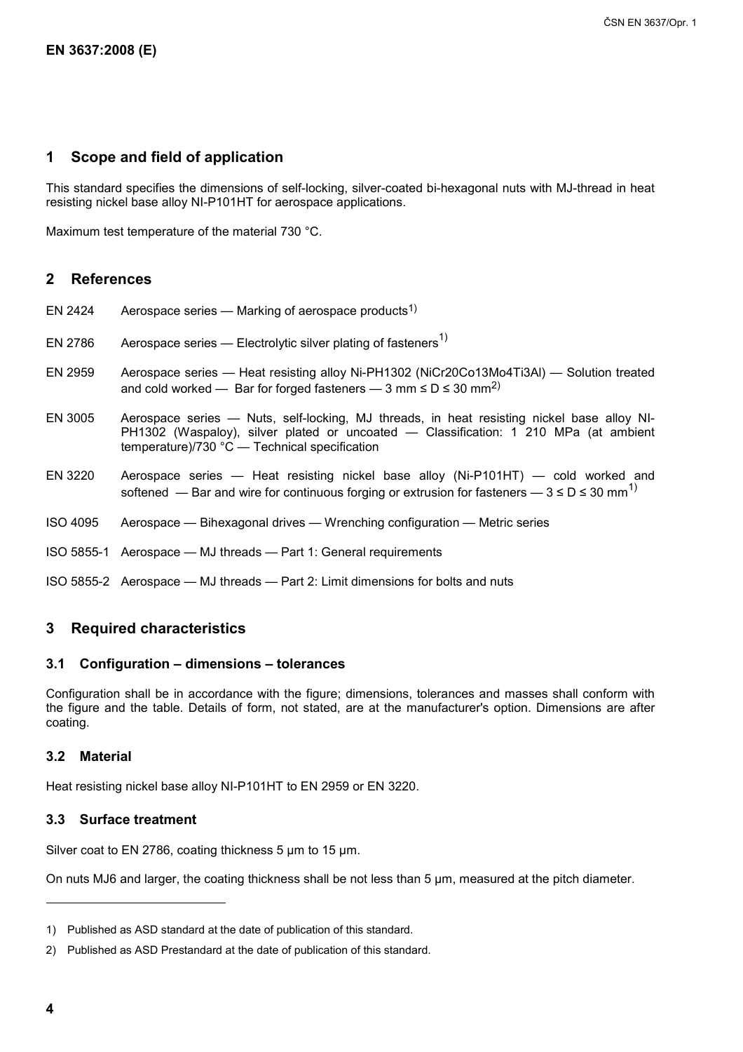## 1 Scope and field of application

This standard specifies the dimensions of self-locking, silver-coated bi-hexagonal nuts with MJ-thread in heat resisting nickel base alloy NI-P101HT for aerospace applications.

Maximum test temperature of the material 730 °C.

## 2 References

EN 2424 Aerospace series — Marking of aerospace products[1)]

EN 2786 Aerospace series — Electrolytic silver plating of fasteners[1)]

EN 2959 Aerospace series — Heat resisting alloy Ni-PH1302 (NiCr20Co13Mo4Ti3Al) — Solution treated and cold worked — Bar for forged fasteners — 3 mm ≤ D ≤ 30 mm[2)]

EN 3005 Aerospace series — Nuts, self-locking, MJ threads, in heat resisting nickel base alloy NI-PH1302 (Waspaloy), silver plated or uncoated — Classification: 1 210 MPa (at ambient temperature)/730 °C — Technical specification

EN 3220 Aerospace series — Heat resisting nickel base alloy (Ni-P101HT) — cold worked and softened — Bar and wire for continuous forging or extrusion for fasteners — 3 ≤ D ≤ 30 mm[1)]

ISO 4095 Aerospace — Bihexagonal drives — Wrenching configuration — Metric series

ISO 5855-1 Aerospace — MJ threads — Part 1: General requirements

ISO 5855-2 Aerospace — MJ threads — Part 2: Limit dimensions for bolts and nuts

## 3 Required characteristics

### 3.1 Configuration – dimensions – tolerances

Configuration shall be in accordance with the figure; dimensions, tolerances and masses shall conform with the figure and the table. Details of form, not stated, are at the manufacturer's option. Dimensions are after coating.

### 3.2 Material

Heat resisting nickel base alloy NI-P101HT to EN 2959 or EN 3220.

### 3.3 Surface treatment

Silver coat to EN 2786, coating thickness 5 µm to 15 µm.

On nuts MJ6 and larger, the coating thickness shall be not less than 5 µm, measured at the pitch diameter.

---

1) Published as ASD standard at the date of publication of this standard.

2) Published as ASD Prestandard at the date of publication of this standard.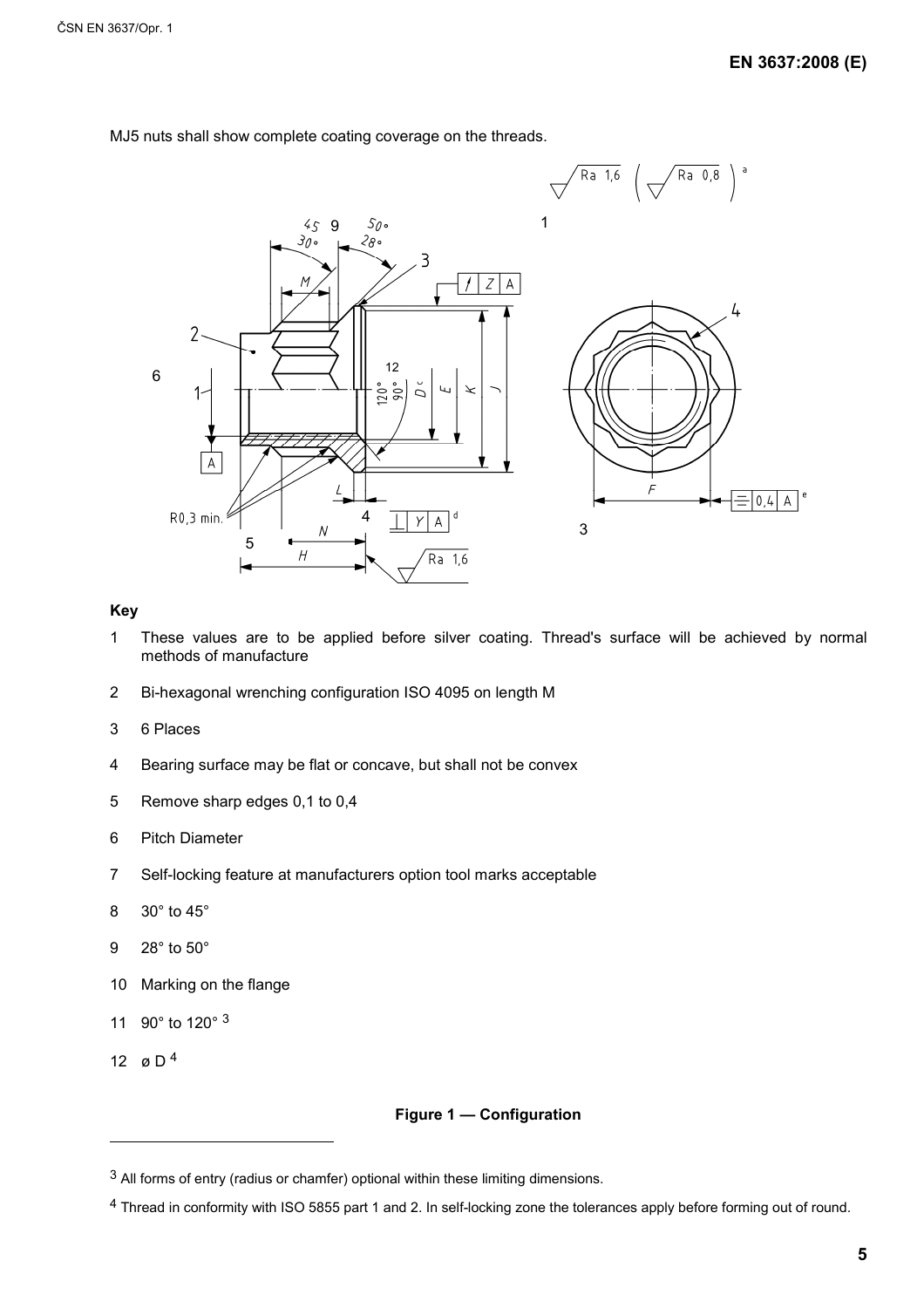MJ5 nuts shall show complete coating coverage on the threads.

**Key**

1 These values are to be applied before silver coating. Thread's surface will be achieved by normal methods of manufacture

2 Bi-hexagonal wrenching configuration ISO 4095 on length M

3 6 Places

4 Bearing surface may be flat or concave, but shall not be convex

5 Remove sharp edges 0,1 to 0,4

6 Pitch Diameter

7 Self-locking feature at manufacturers option tool marks acceptable

8 30° to 45°

9 28° to 50°

10 Marking on the flange

11 90° to 120° [3]

12 ø D [4]

**Figure 1 — Configuration**

---

[3] All forms of entry (radius or chamfer) optional within these limiting dimensions.

[4] Thread in conformity with ISO 5855 part 1 and 2. In self-locking zone the tolerances apply before forming out of round.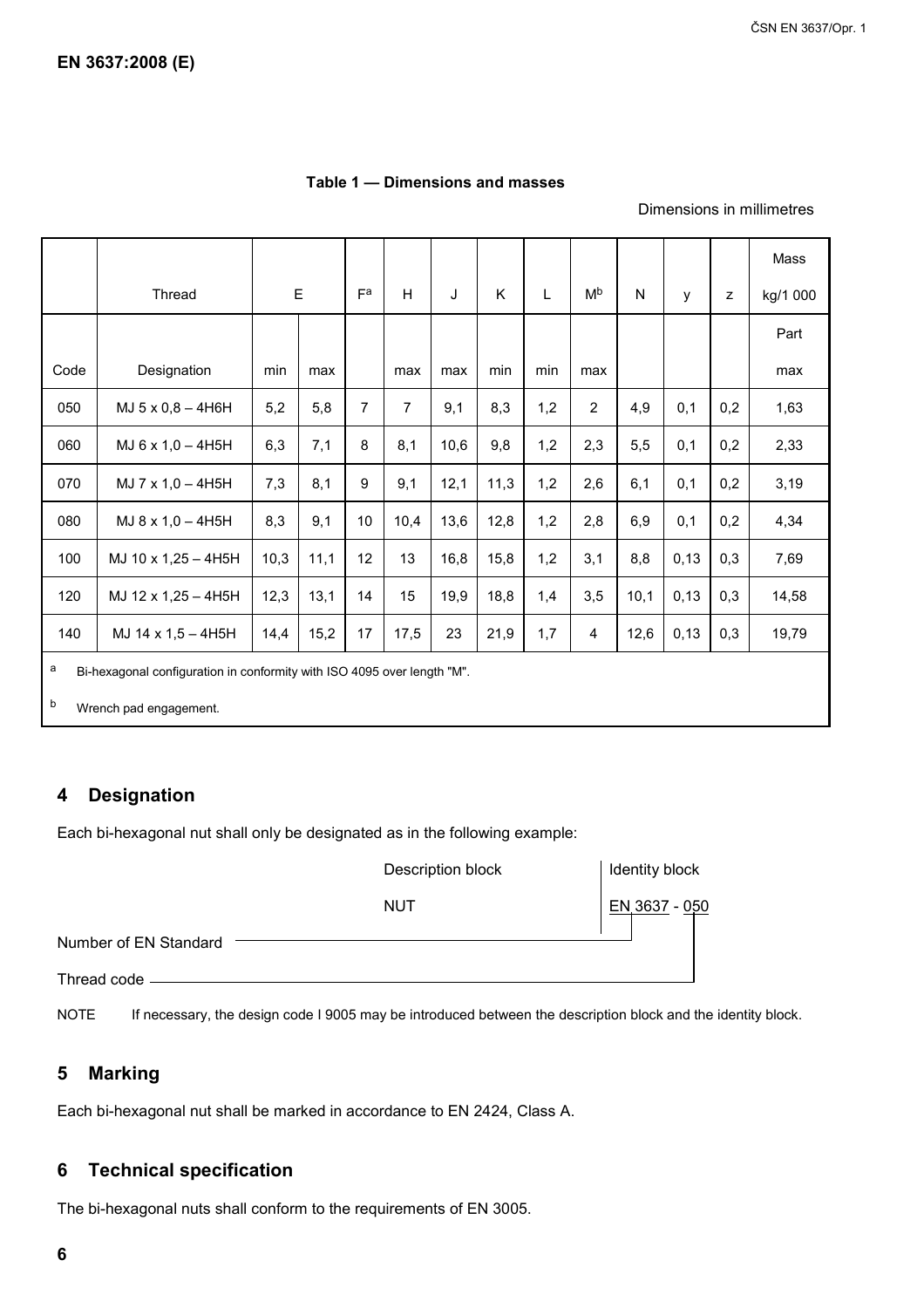**Table 1 — Dimensions and masses**

Dimensions in millimetres

| | Thread | E | | F[a] | H | J | K | L | M[b] | N | y | z | Mass kg/1 000 Part |
|---|---|---|---|---|---|---|---|---|---|---|---|---|---|
| Code | Designation | min | max | | max | max | min | min | max | | | | max |
| 050 | MJ 5 x 0,8 – 4H6H | 5,2 | 5,8 | 7 | 7 | 9,1 | 8,3 | 1,2 | 2 | 4,9 | 0,1 | 0,2 | 1,63 |
| 060 | MJ 6 x 1,0 – 4H5H | 6,3 | 7,1 | 8 | 8,1 | 10,6 | 9,8 | 1,2 | 2,3 | 5,5 | 0,1 | 0,2 | 2,33 |
| 070 | MJ 7 x 1,0 – 4H5H | 7,3 | 8,1 | 9 | 9,1 | 12,1 | 11,3 | 1,2 | 2,6 | 6,1 | 0,1 | 0,2 | 3,19 |
| 080 | MJ 8 x 1,0 – 4H5H | 8,3 | 9,1 | 10 | 10,4 | 13,6 | 12,8 | 1,2 | 2,8 | 6,9 | 0,1 | 0,2 | 4,34 |
| 100 | MJ 10 x 1,25 – 4H5H | 10,3 | 11,1 | 12 | 13 | 16,8 | 15,8 | 1,2 | 3,1 | 8,8 | 0,13 | 0,3 | 7,69 |
| 120 | MJ 12 x 1,25 – 4H5H | 12,3 | 13,1 | 14 | 15 | 19,9 | 18,8 | 1,4 | 3,5 | 10,1 | 0,13 | 0,3 | 14,58 |
| 140 | MJ 14 x 1,5 – 4H5H | 14,4 | 15,2 | 17 | 17,5 | 23 | 21,9 | 1,7 | 4 | 12,6 | 0,13 | 0,3 | 19,79 |

[a] Bi-hexagonal configuration in conformity with ISO 4095 over length "M".

[b] Wrench pad engagement.

## 4 Designation

Each bi-hexagonal nut shall only be designated as in the following example:

| Description block | Identity block |
|---|---|
| NUT | EN 3637 - 050 |

Number of EN Standard → EN 3637

Thread code → 050

NOTE If necessary, the design code I 9005 may be introduced between the description block and the identity block.

## 5 Marking

Each bi-hexagonal nut shall be marked in accordance to EN 2424, Class A.

## 6 Technical specification

The bi-hexagonal nuts shall conform to the requirements of EN 3005.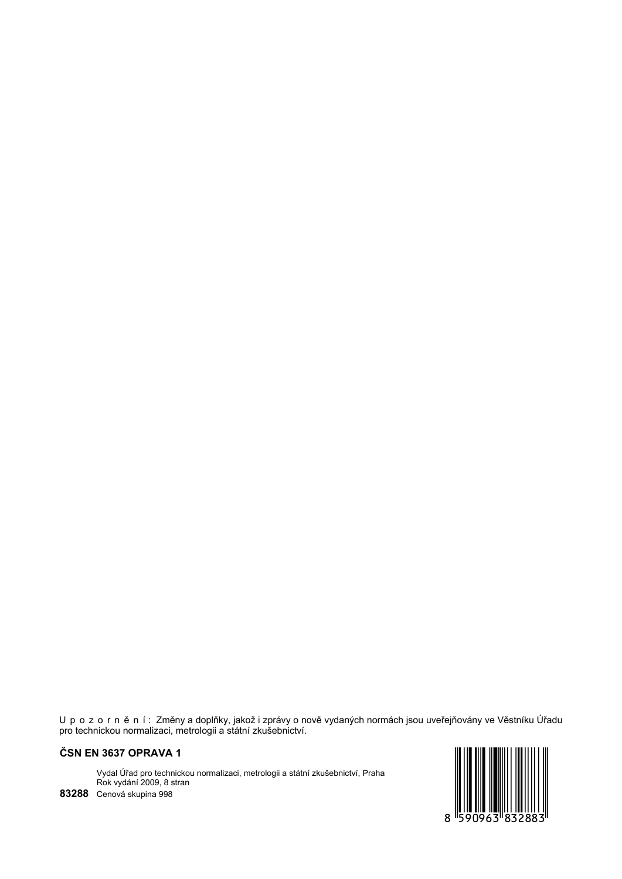Upozornění: Změny a doplňky, jakož i zprávy o nově vydaných normách jsou uveřejňovány ve Věstníku Úřadu pro technickou normalizaci, metrologii a státní zkušebnictví.

**ČSN EN 3637 OPRAVA 1**

Vydal Úřad pro technickou normalizaci, metrologii a státní zkušebnictví, Praha
Rok vydání 2009, 8 stran

**83288** Cenová skupina 998

8 590963 832883